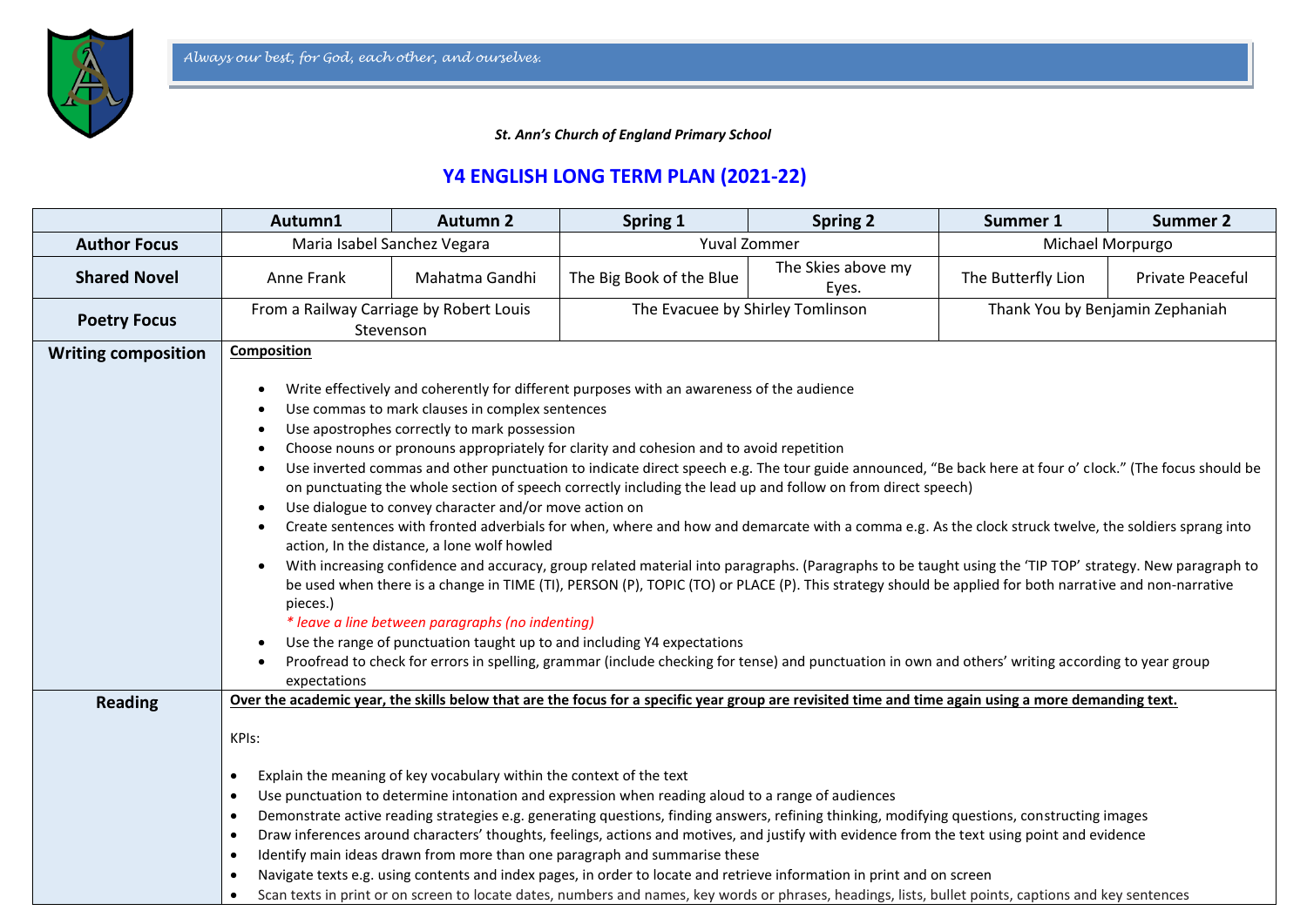*Always our best, for God, each other, and ourselves.*

***St. Ann's Church of England Primary School***

# Y4 ENGLISH LONG TERM PLAN (2021-22)

| | Autumn1 | Autumn 2 | Spring 1 | Spring 2 | Summer 1 | Summer 2 |
|---|---|---|---|---|---|---|
| **Author Focus** | Maria Isabel Sanchez Vegara | | Yuval Zommer | | Michael Morpurgo | |
| **Shared Novel** | Anne Frank | Mahatma Gandhi | The Big Book of the Blue | The Skies above my Eyes. | The Butterfly Lion | Private Peaceful |
| **Poetry Focus** | From a Railway Carriage by Robert Louis Stevenson | | The Evacuee by Shirley Tomlinson | | Thank You by Benjamin Zephaniah | |
| **Writing composition** | **Composition**<br><br>• Write effectively and coherently for different purposes with an awareness of the audience<br>• Use commas to mark clauses in complex sentences<br>• Use apostrophes correctly to mark possession<br>• Choose nouns or pronouns appropriately for clarity and cohesion and to avoid repetition<br>• Use inverted commas and other punctuation to indicate direct speech e.g. The tour guide announced, "Be back here at four o' clock." (The focus should be on punctuating the whole section of speech correctly including the lead up and follow on from direct speech)<br>• Use dialogue to convey character and/or move action on<br>• Create sentences with fronted adverbials for when, where and how and demarcate with a comma e.g. As the clock struck twelve, the soldiers sprang into action, In the distance, a lone wolf howled<br>• With increasing confidence and accuracy, group related material into paragraphs. (Paragraphs to be taught using the 'TIP TOP' strategy. New paragraph to be used when there is a change in TIME (TI), PERSON (P), TOPIC (TO) or PLACE (P). This strategy should be applied for both narrative and non-narrative pieces.)<br>*\* leave a line between paragraphs (no indenting)*<br>• Use the range of punctuation taught up to and including Y4 expectations<br>• Proofread to check for errors in spelling, grammar (include checking for tense) and punctuation in own and others' writing according to year group expectations | | | | | |
| **Reading** | **Over the academic year, the skills below that are the focus for a specific year group are revisited time and time again using a more demanding text.**<br><br>KPIs:<br><br>• Explain the meaning of key vocabulary within the context of the text<br>• Use punctuation to determine intonation and expression when reading aloud to a range of audiences<br>• Demonstrate active reading strategies e.g. generating questions, finding answers, refining thinking, modifying questions, constructing images<br>• Draw inferences around characters' thoughts, feelings, actions and motives, and justify with evidence from the text using point and evidence<br>• Identify main ideas drawn from more than one paragraph and summarise these<br>• Navigate texts e.g. using contents and index pages, in order to locate and retrieve information in print and on screen<br>• Scan texts in print or on screen to locate dates, numbers and names, key words or phrases, headings, lists, bullet points, captions and key sentences | | | | | |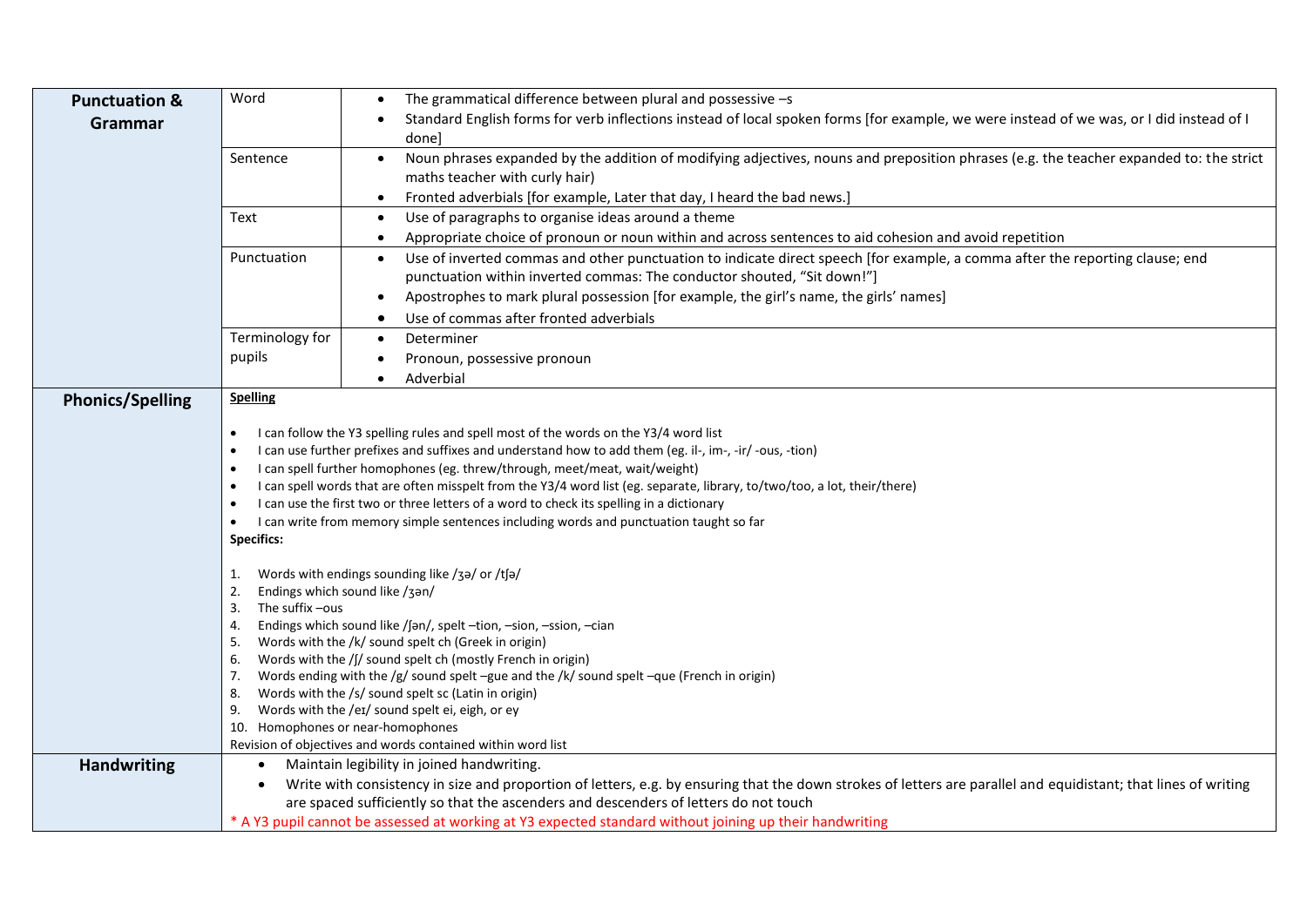| | | |
|---|---|---|
| **Punctuation & Grammar** | Word | • The grammatical difference between plural and possessive –s<br>• Standard English forms for verb inflections instead of local spoken forms [for example, we were instead of we was, or I did instead of I done] |
| | Sentence | • Noun phrases expanded by the addition of modifying adjectives, nouns and preposition phrases (e.g. the teacher expanded to: the strict maths teacher with curly hair)<br>• Fronted adverbials [for example, Later that day, I heard the bad news.] |
| | Text | • Use of paragraphs to organise ideas around a theme<br>• Appropriate choice of pronoun or noun within and across sentences to aid cohesion and avoid repetition |
| | Punctuation | • Use of inverted commas and other punctuation to indicate direct speech [for example, a comma after the reporting clause; end punctuation within inverted commas: The conductor shouted, "Sit down!"]<br>• Apostrophes to mark plural possession [for example, the girl's name, the girls' names]<br>• Use of commas after fronted adverbials |
| | Terminology for pupils | • Determiner<br>• Pronoun, possessive pronoun<br>• Adverbial |
| **Phonics/Spelling** | **Spelling**<br><br>• I can follow the Y3 spelling rules and spell most of the words on the Y3/4 word list<br>• I can use further prefixes and suffixes and understand how to add them (eg. il-, im-, -ir/ -ous, -tion)<br>• I can spell further homophones (eg. threw/through, meet/meat, wait/weight)<br>• I can spell words that are often misspelt from the Y3/4 word list (eg. separate, library, to/two/too, a lot, their/there)<br>• I can use the first two or three letters of a word to check its spelling in a dictionary<br>• I can write from memory simple sentences including words and punctuation taught so far<br>**Specifics:**<br><br>1. Words with endings sounding like /ʒə/ or /tʃə/<br>2. Endings which sound like /ʒən/<br>3. The suffix –ous<br>4. Endings which sound like /ʃən/, spelt –tion, –sion, –ssion, –cian<br>5. Words with the /k/ sound spelt ch (Greek in origin)<br>6. Words with the /ʃ/ sound spelt ch (mostly French in origin)<br>7. Words ending with the /g/ sound spelt –gue and the /k/ sound spelt –que (French in origin)<br>8. Words with the /s/ sound spelt sc (Latin in origin)<br>9. Words with the /eɪ/ sound spelt ei, eigh, or ey<br>10. Homophones or near-homophones<br>Revision of objectives and words contained within word list | |
| **Handwriting** | • Maintain legibility in joined handwriting.<br>• Write with consistency in size and proportion of letters, e.g. by ensuring that the down strokes of letters are parallel and equidistant; that lines of writing are spaced sufficiently so that the ascenders and descenders of letters do not touch<br>* A Y3 pupil cannot be assessed at working at Y3 expected standard without joining up their handwriting | |